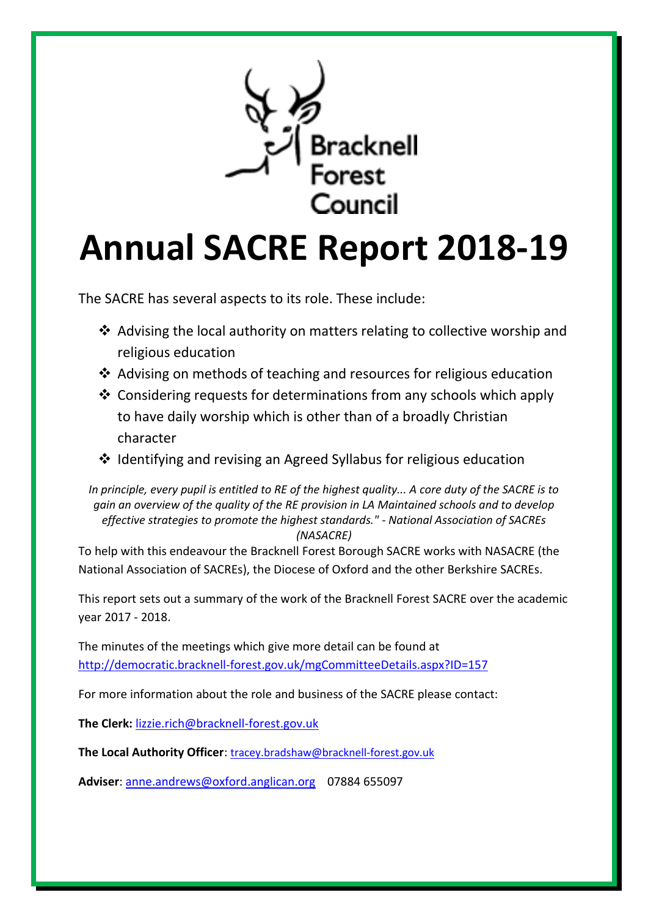Bracknell Forest Council

# Annual SACRE Report 2018-19

The SACRE has several aspects to its role. These include:

- Advising the local authority on matters relating to collective worship and religious education
- Advising on methods of teaching and resources for religious education
- Considering requests for determinations from any schools which apply to have daily worship which is other than of a broadly Christian character
- Identifying and revising an Agreed Syllabus for religious education

*In principle, every pupil is entitled to RE of the highest quality... A core duty of the SACRE is to gain an overview of the quality of the RE provision in LA Maintained schools and to develop effective strategies to promote the highest standards." - National Association of SACREs (NASACRE)*

To help with this endeavour the Bracknell Forest Borough SACRE works with NASACRE (the National Association of SACREs), the Diocese of Oxford and the other Berkshire SACREs.

This report sets out a summary of the work of the Bracknell Forest SACRE over the academic year 2017 - 2018.

The minutes of the meetings which give more detail can be found at http://democratic.bracknell-forest.gov.uk/mgCommitteeDetails.aspx?ID=157

For more information about the role and business of the SACRE please contact:

**The Clerk:** lizzie.rich@bracknell-forest.gov.uk

**The Local Authority Officer**: tracey.bradshaw@bracknell-forest.gov.uk

**Adviser**: anne.andrews@oxford.anglican.org 07884 655097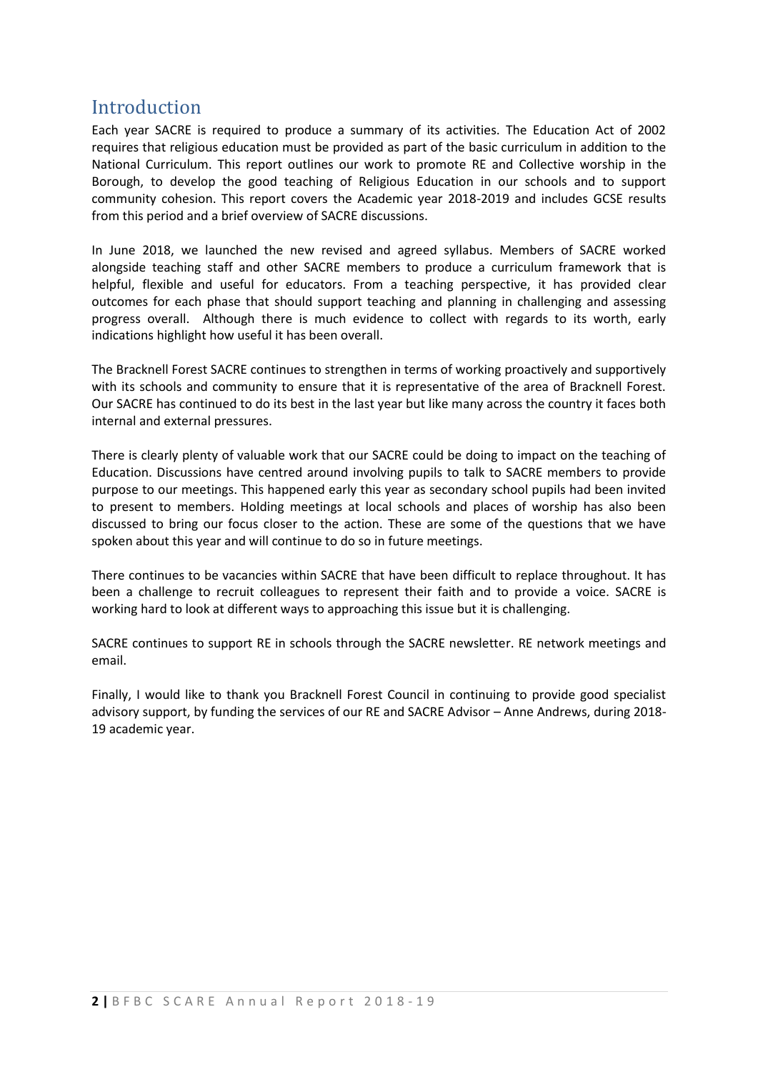# Introduction

Each year SACRE is required to produce a summary of its activities. The Education Act of 2002 requires that religious education must be provided as part of the basic curriculum in addition to the National Curriculum. This report outlines our work to promote RE and Collective worship in the Borough, to develop the good teaching of Religious Education in our schools and to support community cohesion. This report covers the Academic year 2018-2019 and includes GCSE results from this period and a brief overview of SACRE discussions.

In June 2018, we launched the new revised and agreed syllabus. Members of SACRE worked alongside teaching staff and other SACRE members to produce a curriculum framework that is helpful, flexible and useful for educators. From a teaching perspective, it has provided clear outcomes for each phase that should support teaching and planning in challenging and assessing progress overall. Although there is much evidence to collect with regards to its worth, early indications highlight how useful it has been overall.

The Bracknell Forest SACRE continues to strengthen in terms of working proactively and supportively with its schools and community to ensure that it is representative of the area of Bracknell Forest. Our SACRE has continued to do its best in the last year but like many across the country it faces both internal and external pressures.

There is clearly plenty of valuable work that our SACRE could be doing to impact on the teaching of Education. Discussions have centred around involving pupils to talk to SACRE members to provide purpose to our meetings. This happened early this year as secondary school pupils had been invited to present to members. Holding meetings at local schools and places of worship has also been discussed to bring our focus closer to the action. These are some of the questions that we have spoken about this year and will continue to do so in future meetings.

There continues to be vacancies within SACRE that have been difficult to replace throughout. It has been a challenge to recruit colleagues to represent their faith and to provide a voice. SACRE is working hard to look at different ways to approaching this issue but it is challenging.

SACRE continues to support RE in schools through the SACRE newsletter. RE network meetings and email.

Finally, I would like to thank you Bracknell Forest Council in continuing to provide good specialist advisory support, by funding the services of our RE and SACRE Advisor – Anne Andrews, during 2018-19 academic year.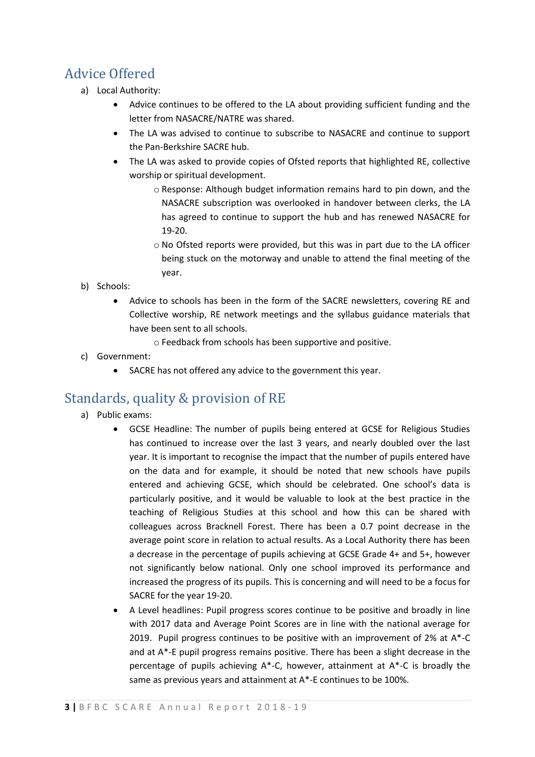## Advice Offered

a) Local Authority:

- Advice continues to be offered to the LA about providing sufficient funding and the letter from NASACRE/NATRE was shared.
- The LA was advised to continue to subscribe to NASACRE and continue to support the Pan-Berkshire SACRE hub.
- The LA was asked to provide copies of Ofsted reports that highlighted RE, collective worship or spiritual development.
  - Response: Although budget information remains hard to pin down, and the NASACRE subscription was overlooked in handover between clerks, the LA has agreed to continue to support the hub and has renewed NASACRE for 19-20.
  - No Ofsted reports were provided, but this was in part due to the LA officer being stuck on the motorway and unable to attend the final meeting of the year.

b) Schools:

- Advice to schools has been in the form of the SACRE newsletters, covering RE and Collective worship, RE network meetings and the syllabus guidance materials that have been sent to all schools.
  - Feedback from schools has been supportive and positive.

c) Government:

- SACRE has not offered any advice to the government this year.

## Standards, quality & provision of RE

a) Public exams:

- GCSE Headline: The number of pupils being entered at GCSE for Religious Studies has continued to increase over the last 3 years, and nearly doubled over the last year. It is important to recognise the impact that the number of pupils entered have on the data and for example, it should be noted that new schools have pupils entered and achieving GCSE, which should be celebrated. One school's data is particularly positive, and it would be valuable to look at the best practice in the teaching of Religious Studies at this school and how this can be shared with colleagues across Bracknell Forest. There has been a 0.7 point decrease in the average point score in relation to actual results. As a Local Authority there has been a decrease in the percentage of pupils achieving at GCSE Grade 4+ and 5+, however not significantly below national. Only one school improved its performance and increased the progress of its pupils. This is concerning and will need to be a focus for SACRE for the year 19-20.
- A Level headlines: Pupil progress scores continue to be positive and broadly in line with 2017 data and Average Point Scores are in line with the national average for 2019. Pupil progress continues to be positive with an improvement of 2% at A*-C and at A*-E pupil progress remains positive. There has been a slight decrease in the percentage of pupils achieving A*-C, however, attainment at A*-C is broadly the same as previous years and attainment at A*-E continues to be 100%.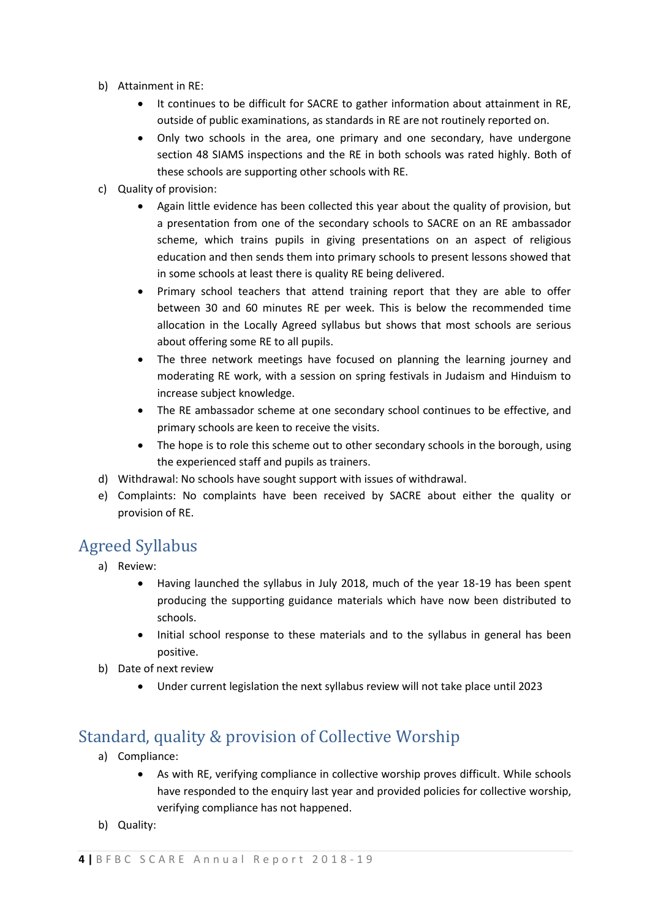b) Attainment in RE:
    - It continues to be difficult for SACRE to gather information about attainment in RE, outside of public examinations, as standards in RE are not routinely reported on.
    - Only two schools in the area, one primary and one secondary, have undergone section 48 SIAMS inspections and the RE in both schools was rated highly. Both of these schools are supporting other schools with RE.

c) Quality of provision:
    - Again little evidence has been collected this year about the quality of provision, but a presentation from one of the secondary schools to SACRE on an RE ambassador scheme, which trains pupils in giving presentations on an aspect of religious education and then sends them into primary schools to present lessons showed that in some schools at least there is quality RE being delivered.
    - Primary school teachers that attend training report that they are able to offer between 30 and 60 minutes RE per week. This is below the recommended time allocation in the Locally Agreed syllabus but shows that most schools are serious about offering some RE to all pupils.
    - The three network meetings have focused on planning the learning journey and moderating RE work, with a session on spring festivals in Judaism and Hinduism to increase subject knowledge.
    - The RE ambassador scheme at one secondary school continues to be effective, and primary schools are keen to receive the visits.
    - The hope is to role this scheme out to other secondary schools in the borough, using the experienced staff and pupils as trainers.

d) Withdrawal: No schools have sought support with issues of withdrawal.

e) Complaints: No complaints have been received by SACRE about either the quality or provision of RE.

## Agreed Syllabus

a) Review:
    - Having launched the syllabus in July 2018, much of the year 18-19 has been spent producing the supporting guidance materials which have now been distributed to schools.
    - Initial school response to these materials and to the syllabus in general has been positive.

b) Date of next review
    - Under current legislation the next syllabus review will not take place until 2023

## Standard, quality & provision of Collective Worship

a) Compliance:
    - As with RE, verifying compliance in collective worship proves difficult. While schools have responded to the enquiry last year and provided policies for collective worship, verifying compliance has not happened.

b) Quality: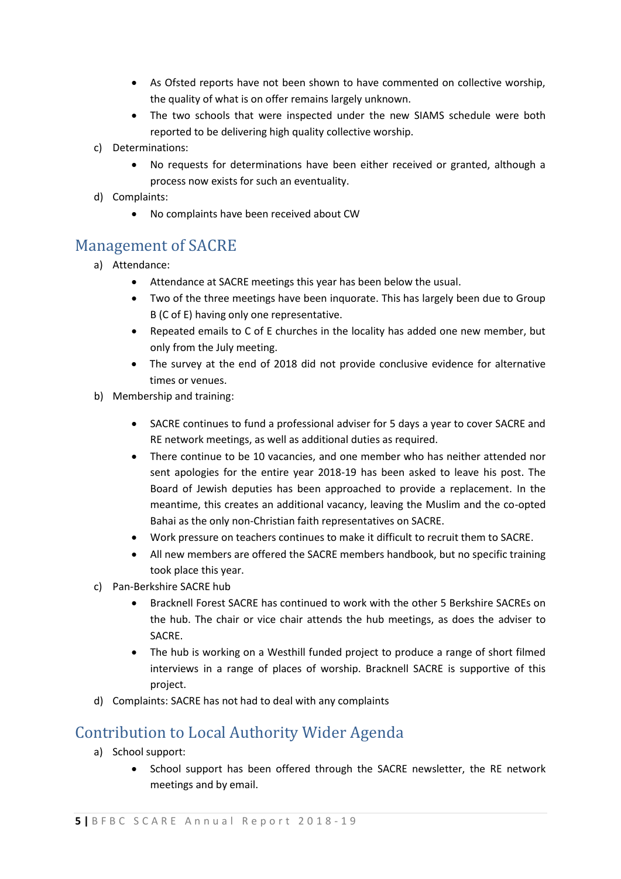- As Ofsted reports have not been shown to have commented on collective worship, the quality of what is on offer remains largely unknown.
- The two schools that were inspected under the new SIAMS schedule were both reported to be delivering high quality collective worship.

c) Determinations:

- No requests for determinations have been either received or granted, although a process now exists for such an eventuality.

d) Complaints:

- No complaints have been received about CW

## Management of SACRE

a) Attendance:

- Attendance at SACRE meetings this year has been below the usual.
- Two of the three meetings have been inquorate. This has largely been due to Group B (C of E) having only one representative.
- Repeated emails to C of E churches in the locality has added one new member, but only from the July meeting.
- The survey at the end of 2018 did not provide conclusive evidence for alternative times or venues.

b) Membership and training:

- SACRE continues to fund a professional adviser for 5 days a year to cover SACRE and RE network meetings, as well as additional duties as required.
- There continue to be 10 vacancies, and one member who has neither attended nor sent apologies for the entire year 2018-19 has been asked to leave his post. The Board of Jewish deputies has been approached to provide a replacement. In the meantime, this creates an additional vacancy, leaving the Muslim and the co-opted Bahai as the only non-Christian faith representatives on SACRE.
- Work pressure on teachers continues to make it difficult to recruit them to SACRE.
- All new members are offered the SACRE members handbook, but no specific training took place this year.

c) Pan-Berkshire SACRE hub

- Bracknell Forest SACRE has continued to work with the other 5 Berkshire SACREs on the hub. The chair or vice chair attends the hub meetings, as does the adviser to SACRE.
- The hub is working on a Westhill funded project to produce a range of short filmed interviews in a range of places of worship. Bracknell SACRE is supportive of this project.

d) Complaints: SACRE has not had to deal with any complaints

## Contribution to Local Authority Wider Agenda

a) School support:

- School support has been offered through the SACRE newsletter, the RE network meetings and by email.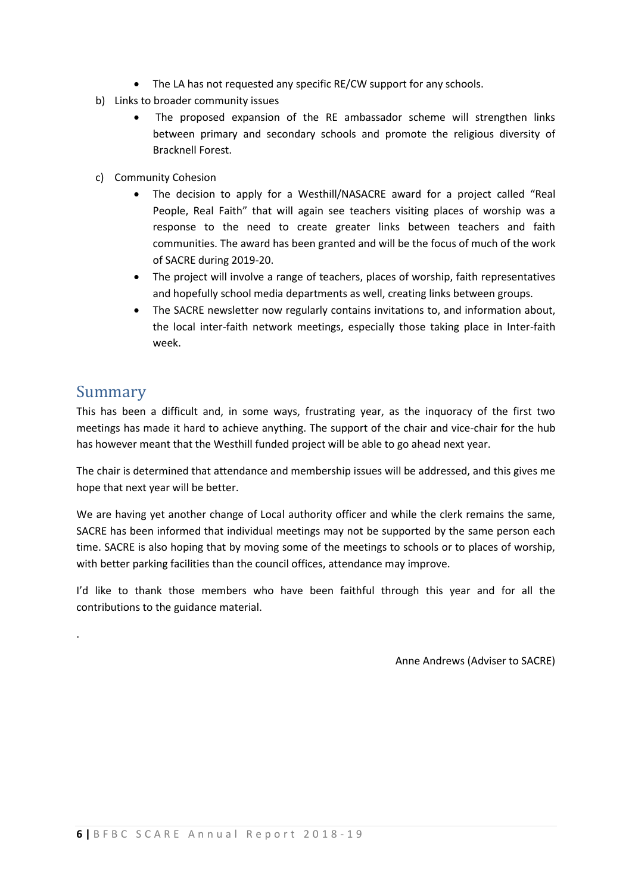- The LA has not requested any specific RE/CW support for any schools.

b) Links to broader community issues

- The proposed expansion of the RE ambassador scheme will strengthen links between primary and secondary schools and promote the religious diversity of Bracknell Forest.

c) Community Cohesion

- The decision to apply for a Westhill/NASACRE award for a project called "Real People, Real Faith" that will again see teachers visiting places of worship was a response to the need to create greater links between teachers and faith communities. The award has been granted and will be the focus of much of the work of SACRE during 2019-20.
- The project will involve a range of teachers, places of worship, faith representatives and hopefully school media departments as well, creating links between groups.
- The SACRE newsletter now regularly contains invitations to, and information about, the local inter-faith network meetings, especially those taking place in Inter-faith week.

## Summary

This has been a difficult and, in some ways, frustrating year, as the inquoracy of the first two meetings has made it hard to achieve anything. The support of the chair and vice-chair for the hub has however meant that the Westhill funded project will be able to go ahead next year.

The chair is determined that attendance and membership issues will be addressed, and this gives me hope that next year will be better.

We are having yet another change of Local authority officer and while the clerk remains the same, SACRE has been informed that individual meetings may not be supported by the same person each time. SACRE is also hoping that by moving some of the meetings to schools or to places of worship, with better parking facilities than the council offices, attendance may improve.

I'd like to thank those members who have been faithful through this year and for all the contributions to the guidance material.

.

Anne Andrews (Adviser to SACRE)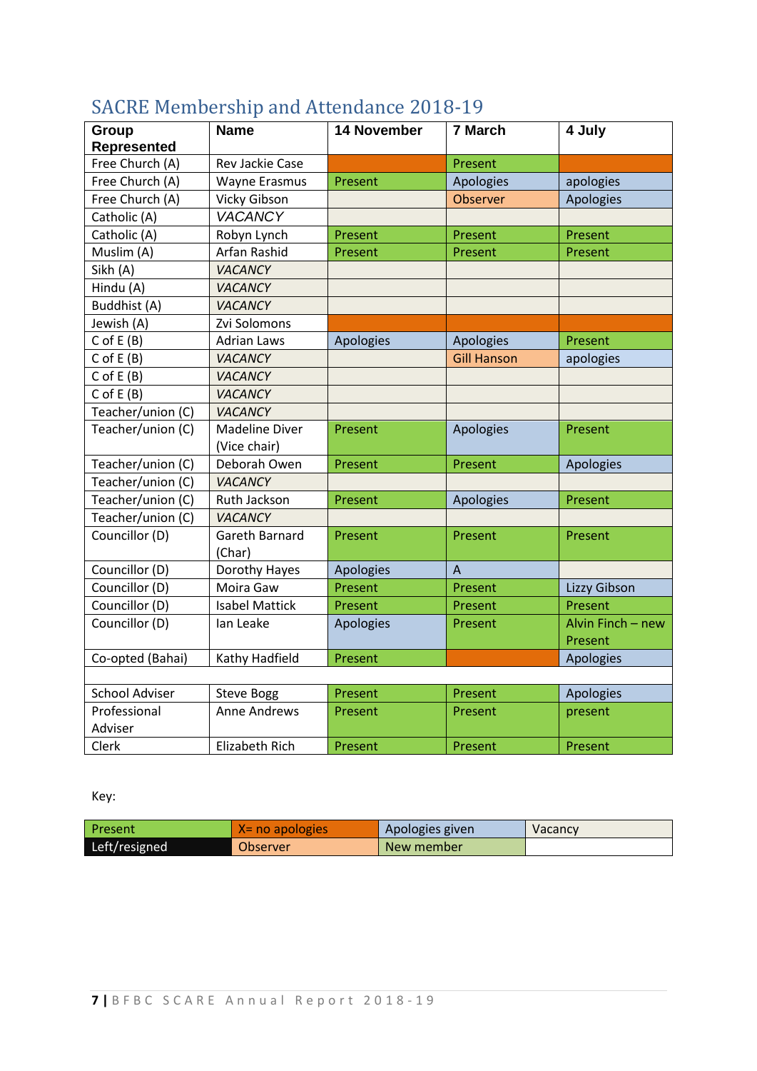## SACRE Membership and Attendance 2018-19

| Group Represented | Name | 14 November | 7 March | 4 July |
|---|---|---|---|---|
| Free Church (A) | Rev Jackie Case | | Present | |
| Free Church (A) | Wayne Erasmus | Present | Apologies | apologies |
| Free Church (A) | Vicky Gibson | | Observer | Apologies |
| Catholic (A) | *VACANCY* | | | |
| Catholic (A) | Robyn Lynch | Present | Present | Present |
| Muslim (A) | Arfan Rashid | Present | Present | Present |
| Sikh (A) | *VACANCY* | | | |
| Hindu (A) | *VACANCY* | | | |
| Buddhist (A) | *VACANCY* | | | |
| Jewish (A) | Zvi Solomons | | | |
| C of E (B) | Adrian Laws | Apologies | Apologies | Present |
| C of E (B) | *VACANCY* | | Gill Hanson | apologies |
| C of E (B) | *VACANCY* | | | |
| C of E (B) | *VACANCY* | | | |
| Teacher/union (C) | *VACANCY* | | | |
| Teacher/union (C) | Madeline Diver (Vice chair) | Present | Apologies | Present |
| Teacher/union (C) | Deborah Owen | Present | Present | Apologies |
| Teacher/union (C) | *VACANCY* | | | |
| Teacher/union (C) | Ruth Jackson | Present | Apologies | Present |
| Teacher/union (C) | *VACANCY* | | | |
| Councillor (D) | Gareth Barnard (Char) | Present | Present | Present |
| Councillor (D) | Dorothy Hayes | Apologies | A | |
| Councillor (D) | Moira Gaw | Present | Present | Lizzy Gibson |
| Councillor (D) | Isabel Mattick | Present | Present | Present |
| Councillor (D) | Ian Leake | Apologies | Present | Alvin Finch – new Present |
| Co-opted (Bahai) | Kathy Hadfield | Present | | Apologies |
| | | | | |
| School Adviser | Steve Bogg | Present | Present | Apologies |
| Professional Adviser | Anne Andrews | Present | Present | present |
| Clerk | Elizabeth Rich | Present | Present | Present |

Key:

| Present | X= no apologies | Apologies given | Vacancy |
|---|---|---|---|
| Left/resigned | Observer | New member | |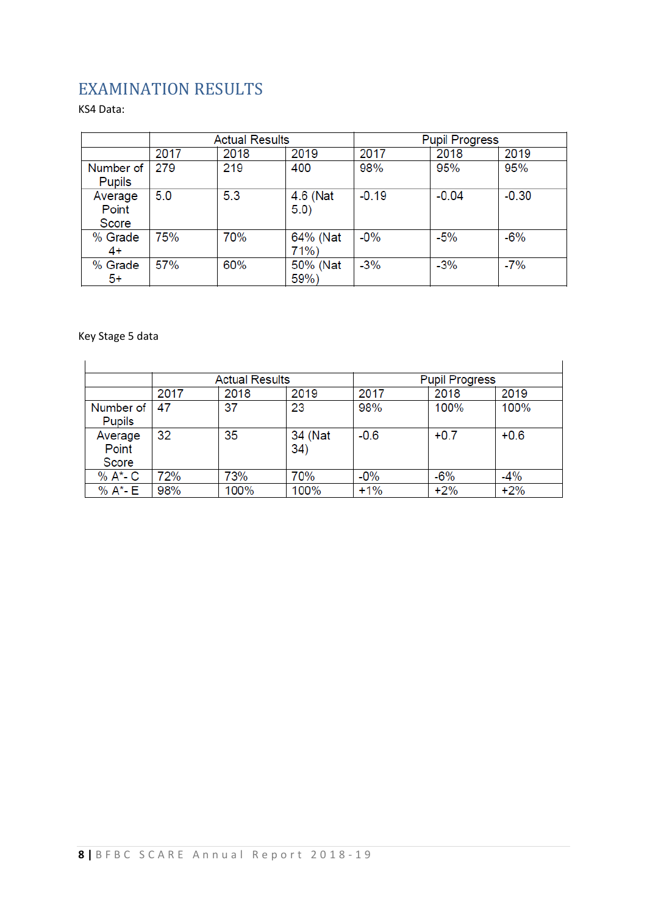# EXAMINATION RESULTS

KS4 Data:

| | Actual Results | | | Pupil Progress | | |
|---|---|---|---|---|---|---|
| | 2017 | 2018 | 2019 | 2017 | 2018 | 2019 |
| Number of Pupils | 279 | 219 | 400 | 98% | 95% | 95% |
| Average Point Score | 5.0 | 5.3 | 4.6 (Nat 5.0) | -0.19 | -0.04 | -0.30 |
| % Grade 4+ | 75% | 70% | 64% (Nat 71%) | -0% | -5% | -6% |
| % Grade 5+ | 57% | 60% | 50% (Nat 59%) | -3% | -3% | -7% |

Key Stage 5 data

| | Actual Results | | | Pupil Progress | | |
|---|---|---|---|---|---|---|
| | 2017 | 2018 | 2019 | 2017 | 2018 | 2019 |
| Number of Pupils | 47 | 37 | 23 | 98% | 100% | 100% |
| Average Point Score | 32 | 35 | 34 (Nat 34) | -0.6 | +0.7 | +0.6 |
| % A*- C | 72% | 73% | 70% | -0% | -6% | -4% |
| % A*- E | 98% | 100% | 100% | +1% | +2% | +2% |